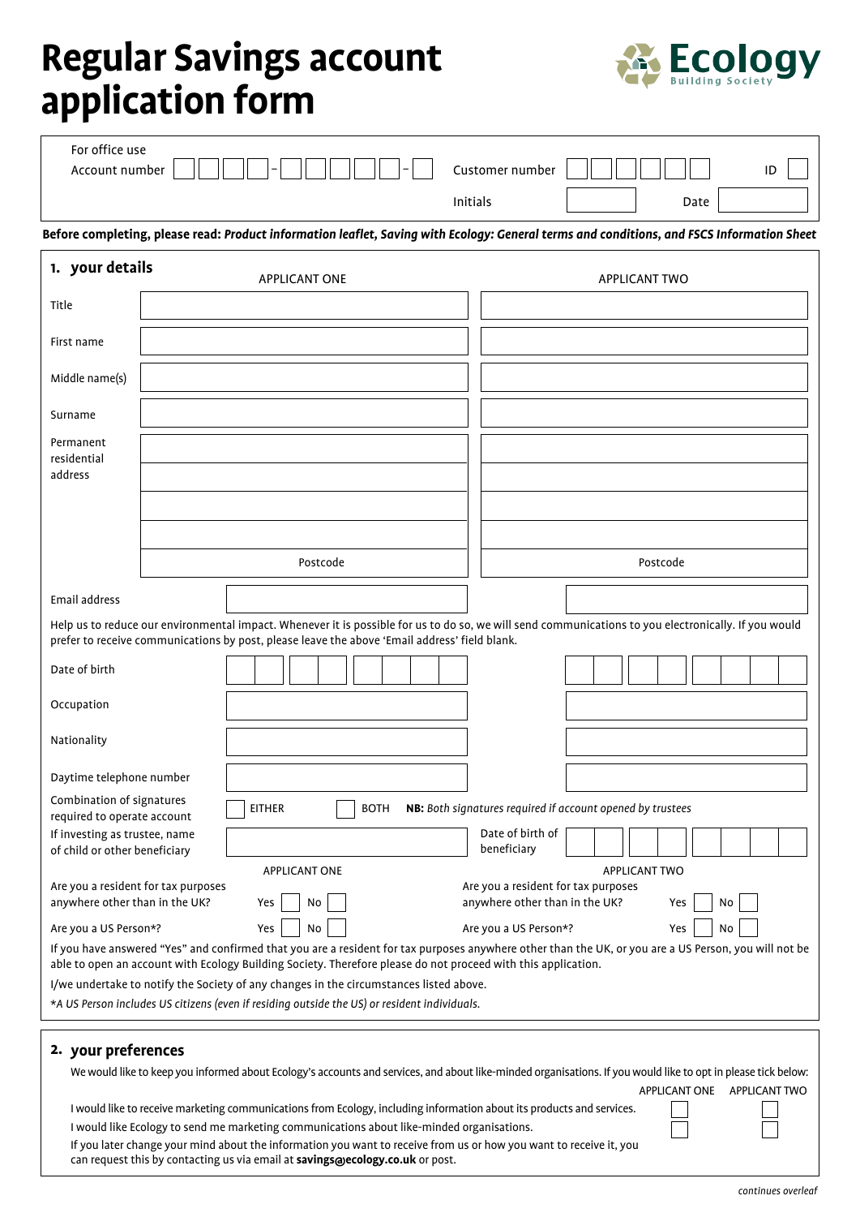# Regular Savings account application form

Ecology Building Society

For office use

Account number [ ][ ][ ][ ] - [ ][ ][ ][ ][ ] - [ ]   Customer number [ ][ ][ ][ ][ ][ ]   ID [ ]

Initials [ ]   Date [ ]

**Before completing, please read:** ***Product information leaflet, Saving with Ecology: General terms and conditions, and FSCS Information Sheet***

## 1. your details

| | APPLICANT ONE | APPLICANT TWO |
|---|---|---|
| Title | | |
| First name | | |
| Middle name(s) | | |
| Surname | | |
| Permanent residential address | | |
| | | |
| | | |
| | | |
| | Postcode | Postcode |
| Email address | | |

Help us to reduce our environmental impact. Whenever it is possible for us to do so, we will send communications to you electronically. If you would prefer to receive communications by post, please leave the above 'Email address' field blank.

| | APPLICANT ONE | APPLICANT TWO |
|---|---|---|
| Date of birth | | |
| Occupation | | |
| Nationality | | |
| Daytime telephone number | | |

Combination of signatures required to operate account: [ ] EITHER [ ] BOTH **NB:** *Both signatures required if account opened by trustees*

If investing as trustee, name of child or other beneficiary: ____________ Date of birth of beneficiary: ____________

| APPLICANT ONE | APPLICANT TWO |
|---|---|
| Are you a resident for tax purposes anywhere other than in the UK? Yes [ ] No [ ] | Are you a resident for tax purposes anywhere other than in the UK? Yes [ ] No [ ] |
| Are you a US Person*? Yes [ ] No [ ] | Are you a US Person*? Yes [ ] No [ ] |

If you have answered "Yes" and confirmed that you are a resident for tax purposes anywhere other than the UK, or you are a US Person, you will not be able to open an account with Ecology Building Society. Therefore please do not proceed with this application.

I/we undertake to notify the Society of any changes in the circumstances listed above.

**A US Person includes US citizens (even if residing outside the US) or resident individuals.*

## 2. your preferences

We would like to keep you informed about Ecology's accounts and services, and about like-minded organisations. If you would like to opt in please tick below:

| | APPLICANT ONE | APPLICANT TWO |
|---|---|---|
| I would like to receive marketing communications from Ecology, including information about its products and services. | [ ] | [ ] |
| I would like Ecology to send me marketing communications about like-minded organisations. | [ ] | [ ] |

If you later change your mind about the information you want to receive from us or how you want to receive it, you can request this by contacting us via email at **savings@ecology.co.uk** or post.

*continues overleaf*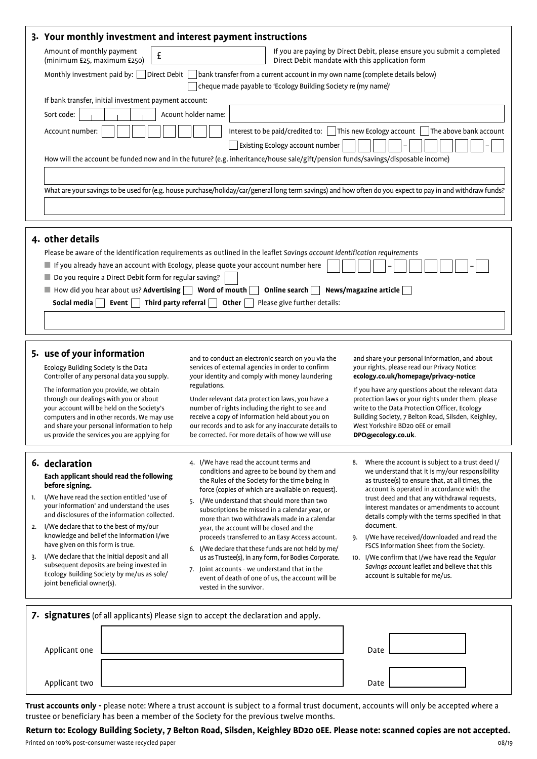## 3. Your monthly investment and interest payment instructions

Amount of monthly payment (minimum £25, maximum £250) £

If you are paying by Direct Debit, please ensure you submit a completed Direct Debit mandate with this application form

Monthly investment paid by: ☐ Direct Debit ☐ bank transfer from a current account in my own name (complete details below) ☐ cheque made payable to 'Ecology Building Society re (my name)'

If bank transfer, initial investment payment account:

Sort code: Acount holder name:

Account number:

Interest to be paid/credited to: ☐ This new Ecology account ☐ The above bank account ☐ Existing Ecology account number – –

How will the account be funded now and in the future? (e.g. inheritance/house sale/gift/pension funds/savings/disposable income)

What are your savings to be used for (e.g. house purchase/holiday/car/general long term savings) and how often do you expect to pay in and withdraw funds?

## 4. other details

Please be aware of the identification requirements as outlined in the leaflet *Savings account identification requirements*

- If you already have an account with Ecology, please quote your account number here – –
- Do you require a Direct Debit form for regular saving? ☐
- How did you hear about us? **Advertising** ☐ **Word of mouth** ☐ **Online search** ☐ **News/magazine article** ☐ **Social media** ☐ **Event** ☐ **Third party referral** ☐ **Other** ☐ Please give further details:

## 5. use of your information

Ecology Building Society is the Data Controller of any personal data you supply.

The information you provide, we obtain through our dealings with you or about your account will be held on the Society's computers and in other records. We may use and share your personal information to help us provide the services you are applying for and to conduct an electronic search on you via the services of external agencies in order to confirm your identity and comply with money laundering regulations.

Under relevant data protection laws, you have a number of rights including the right to see and receive a copy of information held about you on our records and to ask for any inaccurate details to be corrected. For more details of how we will use and share your personal information, and about your rights, please read our Privacy Notice: **ecology.co.uk/homepage/privacy-notice**

If you have any questions about the relevant data protection laws or your rights under them, please write to the Data Protection Officer, Ecology Building Society, 7 Belton Road, Silsden, Keighley, West Yorkshire BD20 0EE or email **DPO@ecology.co.uk**.

## 6. declaration

**Each applicant should read the following before signing.**

1. I/We have read the section entitled 'use of your information' and understand the uses and disclosures of the information collected.
2. I/We declare that to the best of my/our knowledge and belief the information I/we have given on this form is true.
3. I/We declare that the initial deposit and all subsequent deposits are being invested in Ecology Building Society by me/us as sole/joint beneficial owner(s).
4. I/We have read the account terms and conditions and agree to be bound by them and the Rules of the Society for the time being in force (copies of which are available on request).
5. I/We understand that should more than two subscriptions be missed in a calendar year, or more than two withdrawals made in a calendar year, the account will be closed and the proceeds transferred to an Easy Access account.
6. I/We declare that these funds are not held by me/us as Trustee(s), in any form, for Bodies Corporate.
7. Joint accounts - we understand that in the event of death of one of us, the account will be vested in the survivor.
8. Where the account is subject to a trust deed I/we understand that it is my/our responsibility as trustee(s) to ensure that, at all times, the account is operated in accordance with the trust deed and that any withdrawal requests, interest mandates or amendments to account details comply with the terms specified in that document.
9. I/We have received/downloaded and read the FSCS Information Sheet from the Society.
10. I/We confirm that I/we have read the *Regular Savings account* leaflet and believe that this account is suitable for me/us.

## 7. signatures (of all applicants) Please sign to accept the declaration and apply.

Applicant one Date

Applicant two Date

**Trust accounts only -** please note: Where a trust account is subject to a formal trust document, accounts will only be accepted where a trustee or beneficiary has been a member of the Society for the previous twelve months.

**Return to: Ecology Building Society, 7 Belton Road, Silsden, Keighley BD20 0EE. Please note: scanned copies are not accepted.**

Printed on 100% post-consumer waste recycled paper

08/19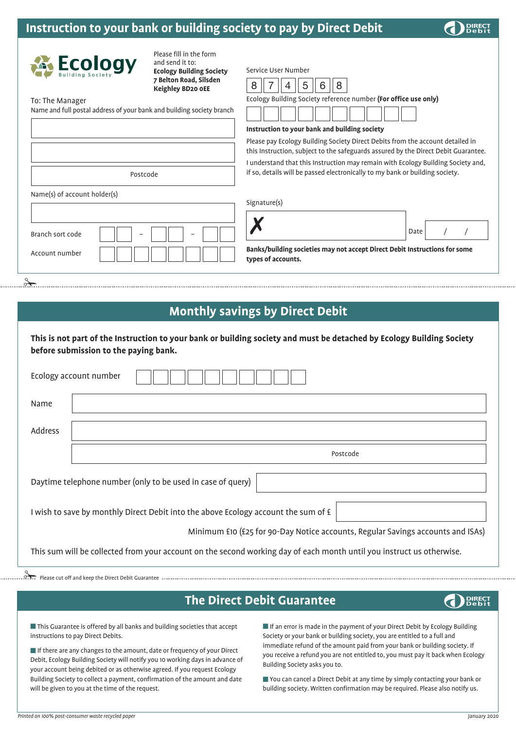# Instruction to your bank or building society to pay by Direct Debit

**Ecology** Building Society

Please fill in the form and send it to:
**Ecology Building Society**
**7 Belton Road, Silsden**
**Keighley BD20 0EE**

To: The Manager

Name and full postal address of your bank and building society branch

Postcode

Name(s) of account holder(s)

Branch sort code __ __ – __ __ – __ __

Account number __ __ __ __ __ __ __ __

Service User Number

8 7 4 5 6 8

Ecology Building Society reference number **(For office use only)**

**Instruction to your bank and building society**

Please pay Ecology Building Society Direct Debits from the account detailed in this Instruction, subject to the safeguards assured by the Direct Debit Guarantee.

I understand that this Instruction may remain with Ecology Building Society and, if so, details will be passed electronically to my bank or building society.

Signature(s)

✗

Date / /

**Banks/building societies may not accept Direct Debit Instructions for some types of accounts.**

---

## Monthly savings by Direct Debit

**This is not part of the Instruction to your bank or building society and must be detached by Ecology Building Society before submission to the paying bank.**

Ecology account number

Name

Address

Postcode

Daytime telephone number (only to be used in case of query)

I wish to save by monthly Direct Debit into the above Ecology account the sum of £

Minimum £10 (£25 for 90-Day Notice accounts, Regular Savings accounts and ISAs)

This sum will be collected from your account on the second working day of each month until you instruct us otherwise.

Please cut off and keep the Direct Debit Guarantee

---

## The Direct Debit Guarantee

- This Guarantee is offered by all banks and building societies that accept instructions to pay Direct Debits.
- If there are any changes to the amount, date or frequency of your Direct Debit, Ecology Building Society will notify you 10 working days in advance of your account being debited or as otherwise agreed. If you request Ecology Building Society to collect a payment, confirmation of the amount and date will be given to you at the time of the request.
- If an error is made in the payment of your Direct Debit by Ecology Building Society or your bank or building society, you are entitled to a full and immediate refund of the amount paid from your bank or building society. If you receive a refund you are not entitled to, you must pay it back when Ecology Building Society asks you to.
- You can cancel a Direct Debit at any time by simply contacting your bank or building society. Written confirmation may be required. Please also notify us.

*Printed on 100% post-consumer waste recycled paper*

January 2020